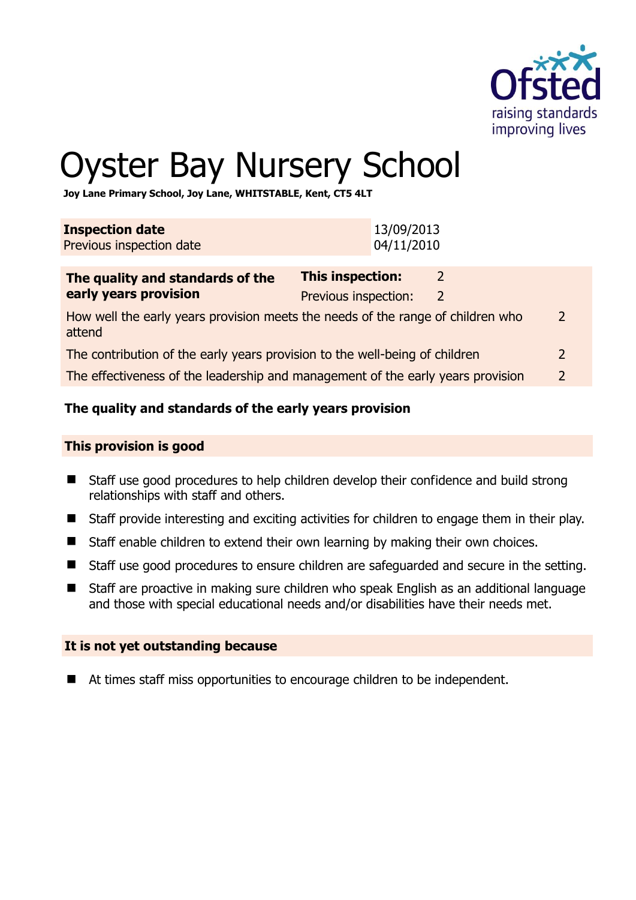# Oyster Bay Nursery School

**Joy Lane Primary School, Joy Lane, WHITSTABLE, Kent, CT5 4LT**

| **Inspection date** | 13/09/2013 |
|---|---|
| Previous inspection date | 04/11/2010 |

| **The quality and standards of the early years provision** | **This inspection:** | 2 |
|---|---|---|
| | Previous inspection: | 2 |
| How well the early years provision meets the needs of the range of children who attend | | 2 |
| The contribution of the early years provision to the well-being of children | | 2 |
| The effectiveness of the leadership and management of the early years provision | | 2 |

## The quality and standards of the early years provision

### This provision is good

- Staff use good procedures to help children develop their confidence and build strong relationships with staff and others.
- Staff provide interesting and exciting activities for children to engage them in their play.
- Staff enable children to extend their own learning by making their own choices.
- Staff use good procedures to ensure children are safeguarded and secure in the setting.
- Staff are proactive in making sure children who speak English as an additional language and those with special educational needs and/or disabilities have their needs met.

### It is not yet outstanding because

- At times staff miss opportunities to encourage children to be independent.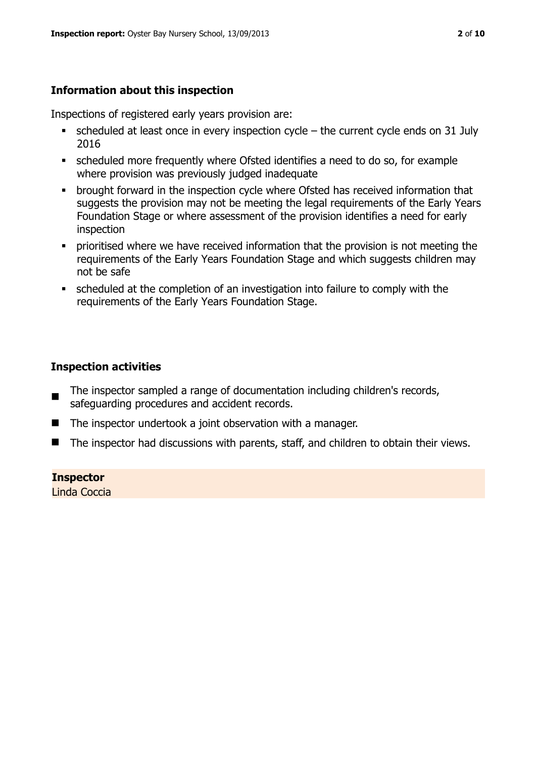## Information about this inspection

Inspections of registered early years provision are:

- scheduled at least once in every inspection cycle – the current cycle ends on 31 July 2016
- scheduled more frequently where Ofsted identifies a need to do so, for example where provision was previously judged inadequate
- brought forward in the inspection cycle where Ofsted has received information that suggests the provision may not be meeting the legal requirements of the Early Years Foundation Stage or where assessment of the provision identifies a need for early inspection
- prioritised where we have received information that the provision is not meeting the requirements of the Early Years Foundation Stage and which suggests children may not be safe
- scheduled at the completion of an investigation into failure to comply with the requirements of the Early Years Foundation Stage.

## Inspection activities

- The inspector sampled a range of documentation including children's records, safeguarding procedures and accident records.
- The inspector undertook a joint observation with a manager.
- The inspector had discussions with parents, staff, and children to obtain their views.

**Inspector**
Linda Coccia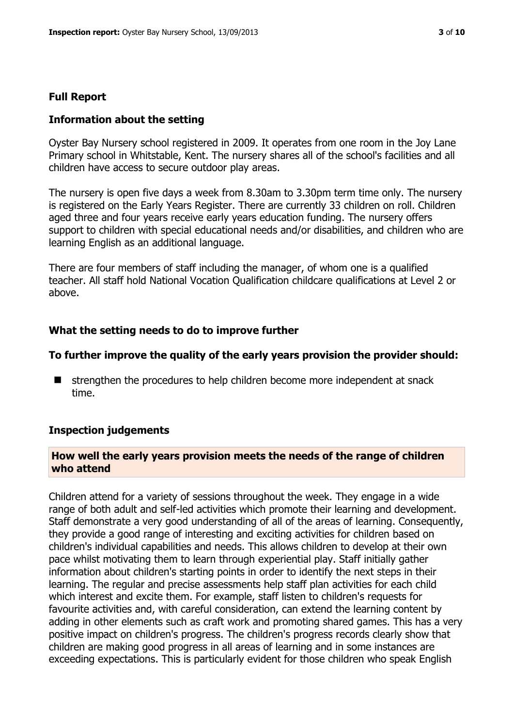## Full Report

### Information about the setting

Oyster Bay Nursery school registered in 2009. It operates from one room in the Joy Lane Primary school in Whitstable, Kent. The nursery shares all of the school's facilities and all children have access to secure outdoor play areas.

The nursery is open five days a week from 8.30am to 3.30pm term time only. The nursery is registered on the Early Years Register. There are currently 33 children on roll. Children aged three and four years receive early years education funding. The nursery offers support to children with special educational needs and/or disabilities, and children who are learning English as an additional language.

There are four members of staff including the manager, of whom one is a qualified teacher. All staff hold National Vocation Qualification childcare qualifications at Level 2 or above.

### What the setting needs to do to improve further

### To further improve the quality of the early years provision the provider should:

- strengthen the procedures to help children become more independent at snack time.

### Inspection judgements

#### How well the early years provision meets the needs of the range of children who attend

Children attend for a variety of sessions throughout the week. They engage in a wide range of both adult and self-led activities which promote their learning and development. Staff demonstrate a very good understanding of all of the areas of learning. Consequently, they provide a good range of interesting and exciting activities for children based on children's individual capabilities and needs. This allows children to develop at their own pace whilst motivating them to learn through experiential play. Staff initially gather information about children's starting points in order to identify the next steps in their learning. The regular and precise assessments help staff plan activities for each child which interest and excite them. For example, staff listen to children's requests for favourite activities and, with careful consideration, can extend the learning content by adding in other elements such as craft work and promoting shared games. This has a very positive impact on children's progress. The children's progress records clearly show that children are making good progress in all areas of learning and in some instances are exceeding expectations. This is particularly evident for those children who speak English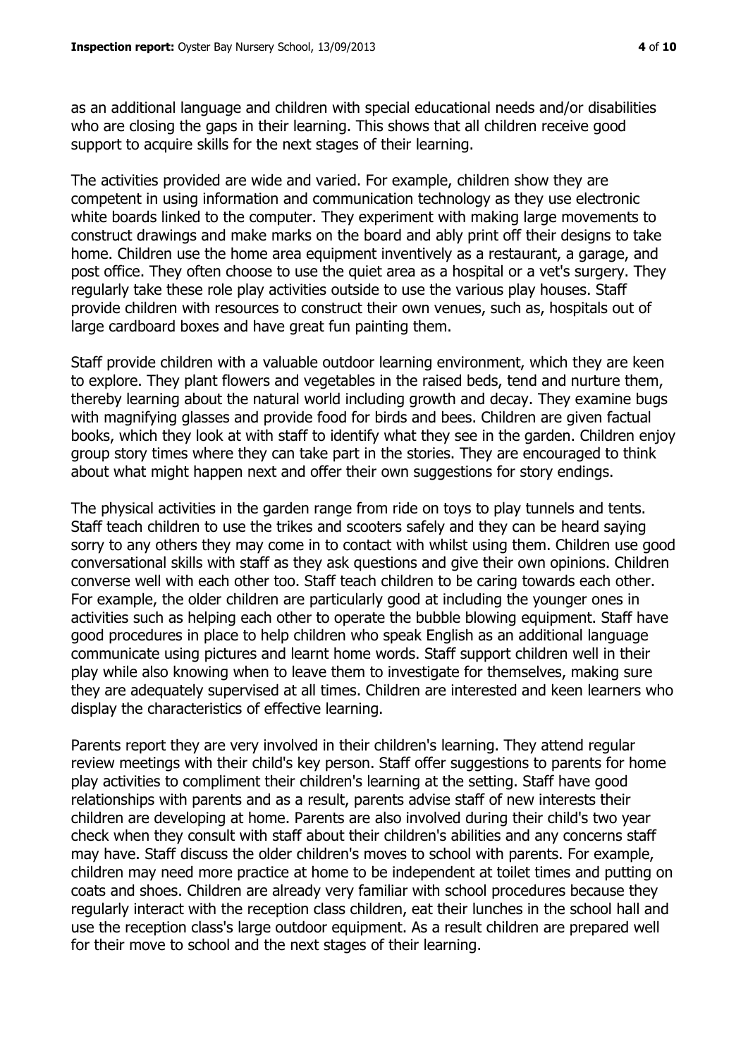as an additional language and children with special educational needs and/or disabilities who are closing the gaps in their learning. This shows that all children receive good support to acquire skills for the next stages of their learning.

The activities provided are wide and varied. For example, children show they are competent in using information and communication technology as they use electronic white boards linked to the computer. They experiment with making large movements to construct drawings and make marks on the board and ably print off their designs to take home. Children use the home area equipment inventively as a restaurant, a garage, and post office. They often choose to use the quiet area as a hospital or a vet's surgery. They regularly take these role play activities outside to use the various play houses. Staff provide children with resources to construct their own venues, such as, hospitals out of large cardboard boxes and have great fun painting them.

Staff provide children with a valuable outdoor learning environment, which they are keen to explore. They plant flowers and vegetables in the raised beds, tend and nurture them, thereby learning about the natural world including growth and decay. They examine bugs with magnifying glasses and provide food for birds and bees. Children are given factual books, which they look at with staff to identify what they see in the garden. Children enjoy group story times where they can take part in the stories. They are encouraged to think about what might happen next and offer their own suggestions for story endings.

The physical activities in the garden range from ride on toys to play tunnels and tents. Staff teach children to use the trikes and scooters safely and they can be heard saying sorry to any others they may come in to contact with whilst using them. Children use good conversational skills with staff as they ask questions and give their own opinions. Children converse well with each other too. Staff teach children to be caring towards each other. For example, the older children are particularly good at including the younger ones in activities such as helping each other to operate the bubble blowing equipment. Staff have good procedures in place to help children who speak English as an additional language communicate using pictures and learnt home words. Staff support children well in their play while also knowing when to leave them to investigate for themselves, making sure they are adequately supervised at all times. Children are interested and keen learners who display the characteristics of effective learning.

Parents report they are very involved in their children's learning. They attend regular review meetings with their child's key person. Staff offer suggestions to parents for home play activities to compliment their children's learning at the setting. Staff have good relationships with parents and as a result, parents advise staff of new interests their children are developing at home. Parents are also involved during their child's two year check when they consult with staff about their children's abilities and any concerns staff may have. Staff discuss the older children's moves to school with parents. For example, children may need more practice at home to be independent at toilet times and putting on coats and shoes. Children are already very familiar with school procedures because they regularly interact with the reception class children, eat their lunches in the school hall and use the reception class's large outdoor equipment. As a result children are prepared well for their move to school and the next stages of their learning.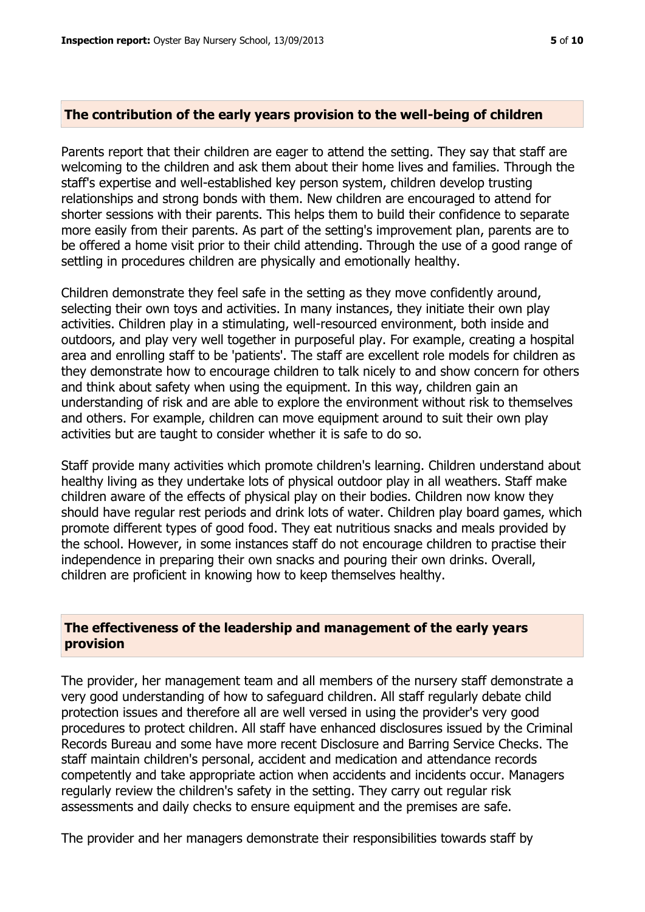## The contribution of the early years provision to the well-being of children

Parents report that their children are eager to attend the setting. They say that staff are welcoming to the children and ask them about their home lives and families. Through the staff's expertise and well-established key person system, children develop trusting relationships and strong bonds with them. New children are encouraged to attend for shorter sessions with their parents. This helps them to build their confidence to separate more easily from their parents. As part of the setting's improvement plan, parents are to be offered a home visit prior to their child attending. Through the use of a good range of settling in procedures children are physically and emotionally healthy.

Children demonstrate they feel safe in the setting as they move confidently around, selecting their own toys and activities. In many instances, they initiate their own play activities. Children play in a stimulating, well-resourced environment, both inside and outdoors, and play very well together in purposeful play. For example, creating a hospital area and enrolling staff to be 'patients'. The staff are excellent role models for children as they demonstrate how to encourage children to talk nicely to and show concern for others and think about safety when using the equipment. In this way, children gain an understanding of risk and are able to explore the environment without risk to themselves and others. For example, children can move equipment around to suit their own play activities but are taught to consider whether it is safe to do so.

Staff provide many activities which promote children's learning. Children understand about healthy living as they undertake lots of physical outdoor play in all weathers. Staff make children aware of the effects of physical play on their bodies. Children now know they should have regular rest periods and drink lots of water. Children play board games, which promote different types of good food. They eat nutritious snacks and meals provided by the school. However, in some instances staff do not encourage children to practise their independence in preparing their own snacks and pouring their own drinks. Overall, children are proficient in knowing how to keep themselves healthy.

## The effectiveness of the leadership and management of the early years provision

The provider, her management team and all members of the nursery staff demonstrate a very good understanding of how to safeguard children. All staff regularly debate child protection issues and therefore all are well versed in using the provider's very good procedures to protect children. All staff have enhanced disclosures issued by the Criminal Records Bureau and some have more recent Disclosure and Barring Service Checks. The staff maintain children's personal, accident and medication and attendance records competently and take appropriate action when accidents and incidents occur. Managers regularly review the children's safety in the setting. They carry out regular risk assessments and daily checks to ensure equipment and the premises are safe.

The provider and her managers demonstrate their responsibilities towards staff by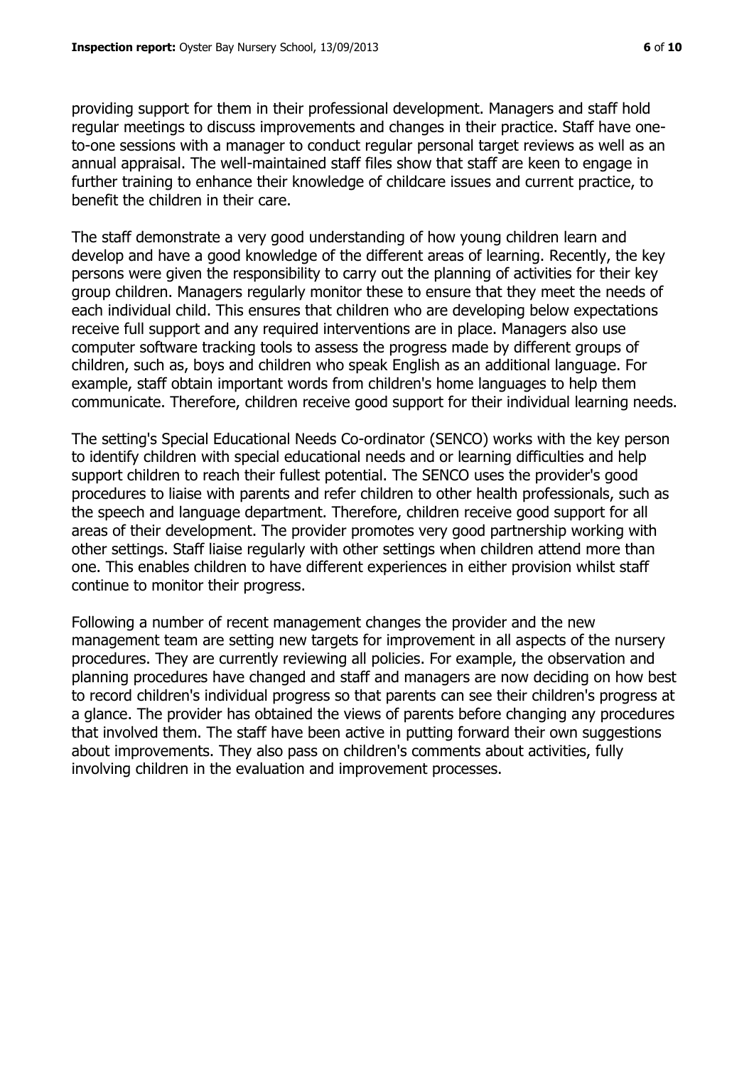providing support for them in their professional development. Managers and staff hold regular meetings to discuss improvements and changes in their practice. Staff have one-to-one sessions with a manager to conduct regular personal target reviews as well as an annual appraisal. The well-maintained staff files show that staff are keen to engage in further training to enhance their knowledge of childcare issues and current practice, to benefit the children in their care.

The staff demonstrate a very good understanding of how young children learn and develop and have a good knowledge of the different areas of learning. Recently, the key persons were given the responsibility to carry out the planning of activities for their key group children. Managers regularly monitor these to ensure that they meet the needs of each individual child. This ensures that children who are developing below expectations receive full support and any required interventions are in place. Managers also use computer software tracking tools to assess the progress made by different groups of children, such as, boys and children who speak English as an additional language. For example, staff obtain important words from children's home languages to help them communicate. Therefore, children receive good support for their individual learning needs.

The setting's Special Educational Needs Co-ordinator (SENCO) works with the key person to identify children with special educational needs and or learning difficulties and help support children to reach their fullest potential. The SENCO uses the provider's good procedures to liaise with parents and refer children to other health professionals, such as the speech and language department. Therefore, children receive good support for all areas of their development. The provider promotes very good partnership working with other settings. Staff liaise regularly with other settings when children attend more than one. This enables children to have different experiences in either provision whilst staff continue to monitor their progress.

Following a number of recent management changes the provider and the new management team are setting new targets for improvement in all aspects of the nursery procedures. They are currently reviewing all policies. For example, the observation and planning procedures have changed and staff and managers are now deciding on how best to record children's individual progress so that parents can see their children's progress at a glance. The provider has obtained the views of parents before changing any procedures that involved them. The staff have been active in putting forward their own suggestions about improvements. They also pass on children's comments about activities, fully involving children in the evaluation and improvement processes.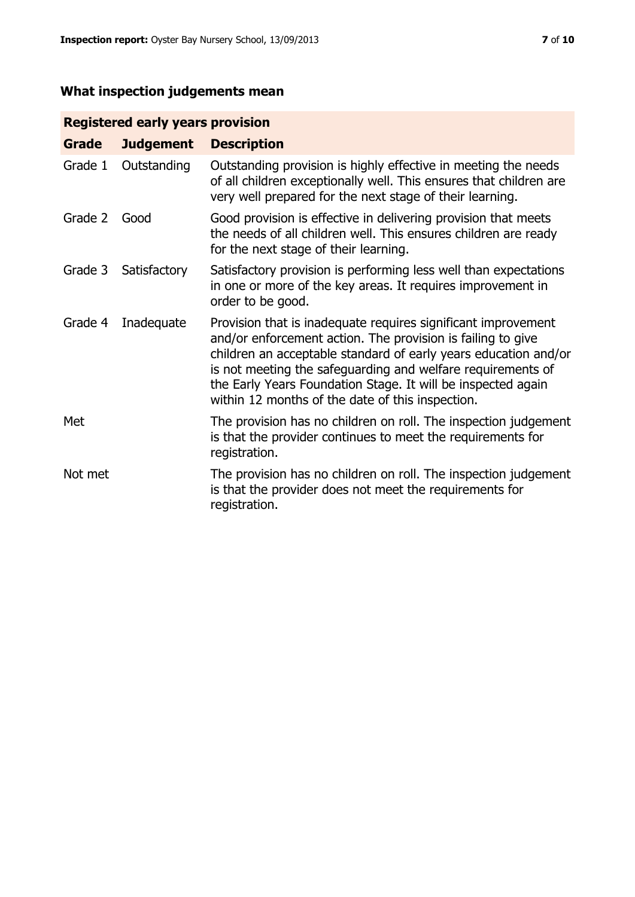## What inspection judgements mean

| Registered early years provision | | |
|---|---|---|
| **Grade** | **Judgement** | **Description** |
| Grade 1 | Outstanding | Outstanding provision is highly effective in meeting the needs of all children exceptionally well. This ensures that children are very well prepared for the next stage of their learning. |
| Grade 2 | Good | Good provision is effective in delivering provision that meets the needs of all children well. This ensures children are ready for the next stage of their learning. |
| Grade 3 | Satisfactory | Satisfactory provision is performing less well than expectations in one or more of the key areas. It requires improvement in order to be good. |
| Grade 4 | Inadequate | Provision that is inadequate requires significant improvement and/or enforcement action. The provision is failing to give children an acceptable standard of early years education and/or is not meeting the safeguarding and welfare requirements of the Early Years Foundation Stage. It will be inspected again within 12 months of the date of this inspection. |
| Met | | The provision has no children on roll. The inspection judgement is that the provider continues to meet the requirements for registration. |
| Not met | | The provision has no children on roll. The inspection judgement is that the provider does not meet the requirements for registration. |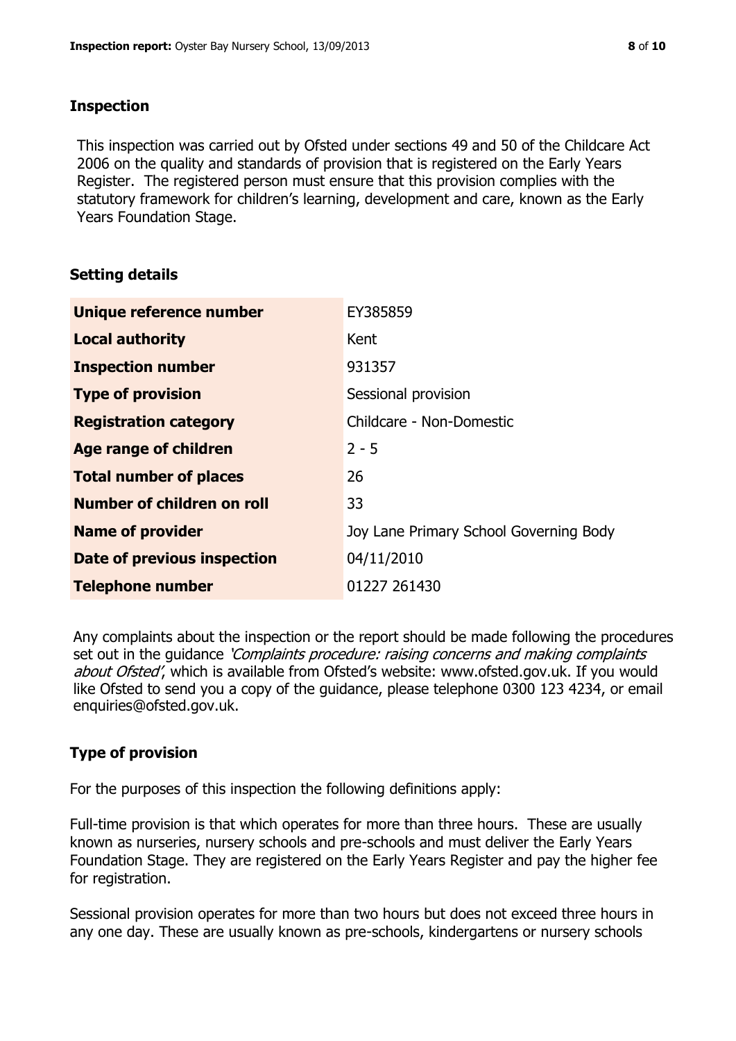## Inspection

This inspection was carried out by Ofsted under sections 49 and 50 of the Childcare Act 2006 on the quality and standards of provision that is registered on the Early Years Register. The registered person must ensure that this provision complies with the statutory framework for children's learning, development and care, known as the Early Years Foundation Stage.

## Setting details

| | |
|---|---|
| **Unique reference number** | EY385859 |
| **Local authority** | Kent |
| **Inspection number** | 931357 |
| **Type of provision** | Sessional provision |
| **Registration category** | Childcare - Non-Domestic |
| **Age range of children** | 2 - 5 |
| **Total number of places** | 26 |
| **Number of children on roll** | 33 |
| **Name of provider** | Joy Lane Primary School Governing Body |
| **Date of previous inspection** | 04/11/2010 |
| **Telephone number** | 01227 261430 |

Any complaints about the inspection or the report should be made following the procedures set out in the guidance *'Complaints procedure: raising concerns and making complaints about Ofsted'*, which is available from Ofsted's website: www.ofsted.gov.uk. If you would like Ofsted to send you a copy of the guidance, please telephone 0300 123 4234, or email enquiries@ofsted.gov.uk.

## Type of provision

For the purposes of this inspection the following definitions apply:

Full-time provision is that which operates for more than three hours. These are usually known as nurseries, nursery schools and pre-schools and must deliver the Early Years Foundation Stage. They are registered on the Early Years Register and pay the higher fee for registration.

Sessional provision operates for more than two hours but does not exceed three hours in any one day. These are usually known as pre-schools, kindergartens or nursery schools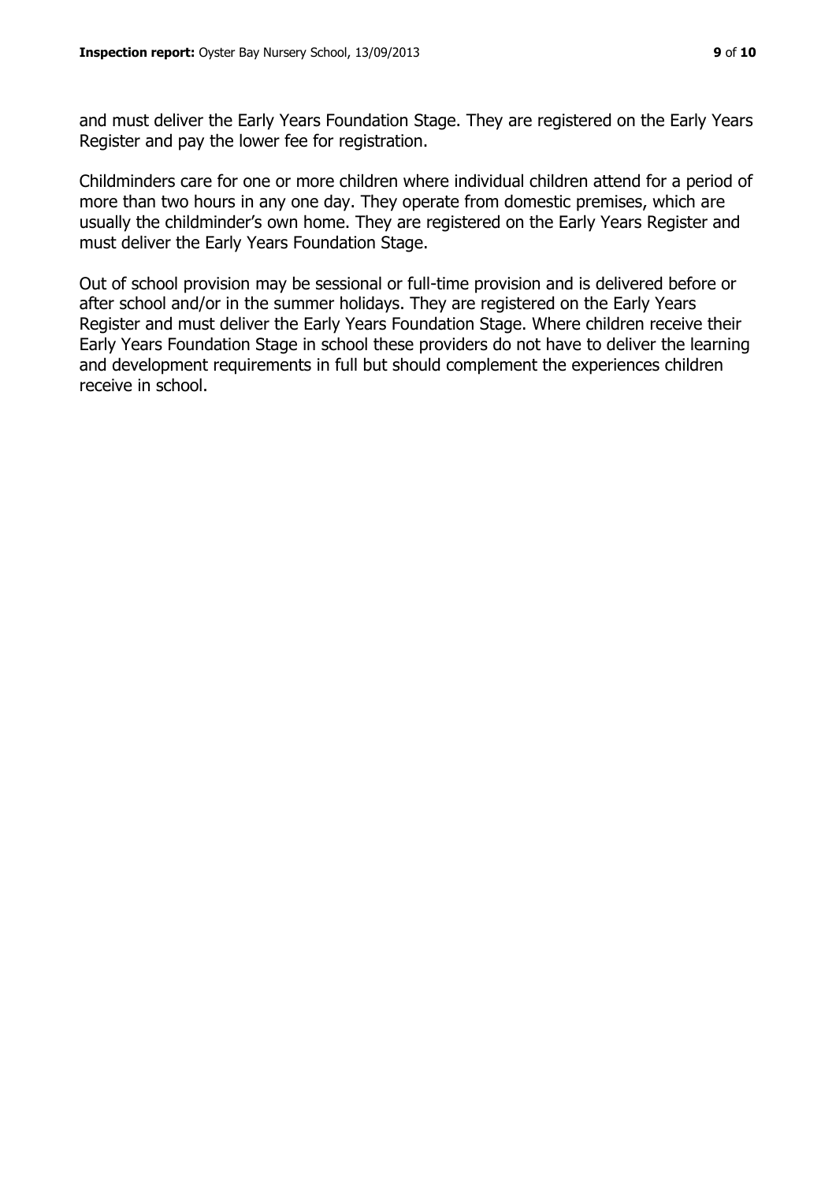and must deliver the Early Years Foundation Stage. They are registered on the Early Years Register and pay the lower fee for registration.

Childminders care for one or more children where individual children attend for a period of more than two hours in any one day. They operate from domestic premises, which are usually the childminder's own home. They are registered on the Early Years Register and must deliver the Early Years Foundation Stage.

Out of school provision may be sessional or full-time provision and is delivered before or after school and/or in the summer holidays. They are registered on the Early Years Register and must deliver the Early Years Foundation Stage. Where children receive their Early Years Foundation Stage in school these providers do not have to deliver the learning and development requirements in full but should complement the experiences children receive in school.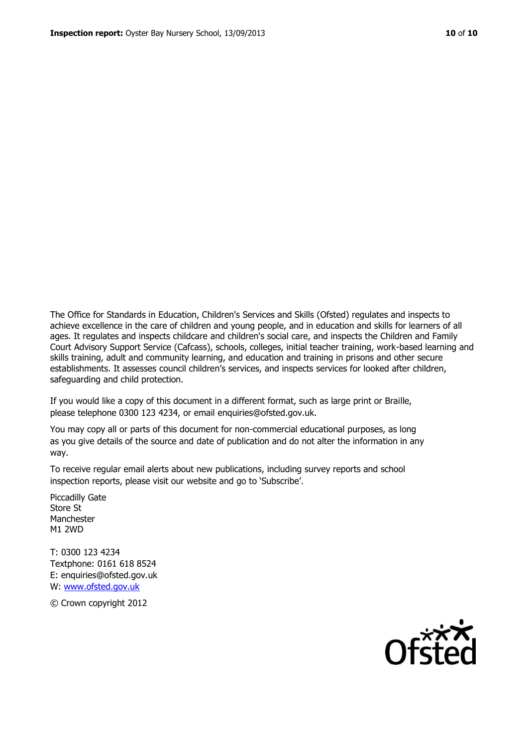The Office for Standards in Education, Children's Services and Skills (Ofsted) regulates and inspects to achieve excellence in the care of children and young people, and in education and skills for learners of all ages. It regulates and inspects childcare and children's social care, and inspects the Children and Family Court Advisory Support Service (Cafcass), schools, colleges, initial teacher training, work-based learning and skills training, adult and community learning, and education and training in prisons and other secure establishments. It assesses council children's services, and inspects services for looked after children, safeguarding and child protection.

If you would like a copy of this document in a different format, such as large print or Braille, please telephone 0300 123 4234, or email enquiries@ofsted.gov.uk.

You may copy all or parts of this document for non-commercial educational purposes, as long as you give details of the source and date of publication and do not alter the information in any way.

To receive regular email alerts about new publications, including survey reports and school inspection reports, please visit our website and go to 'Subscribe'.

Piccadilly Gate
Store St
Manchester
M1 2WD

T: 0300 123 4234
Textphone: 0161 618 8524
E: enquiries@ofsted.gov.uk
W: www.ofsted.gov.uk

© Crown copyright 2012

Ofsted